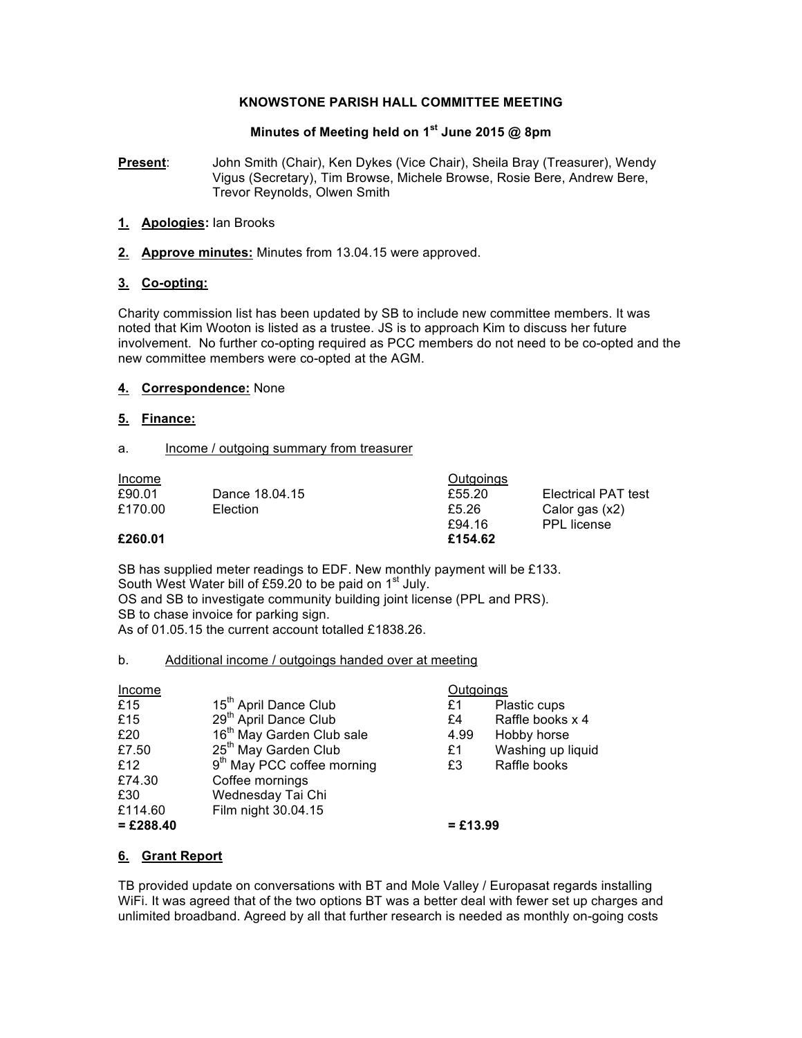# KNOWSTONE PARISH HALL COMMITTEE MEETING

## Minutes of Meeting held on 1st June 2015 @ 8pm

**Present**: John Smith (Chair), Ken Dykes (Vice Chair), Sheila Bray (Treasurer), Wendy Vigus (Secretary), Tim Browse, Michele Browse, Rosie Bere, Andrew Bere, Trevor Reynolds, Olwen Smith

1. **Apologies:** Ian Brooks

2. **Approve minutes:** Minutes from 13.04.15 were approved.

3. **Co-opting:**

Charity commission list has been updated by SB to include new committee members. It was noted that Kim Wooton is listed as a trustee. JS is to approach Kim to discuss her future involvement. No further co-opting required as PCC members do not need to be co-opted and the new committee members were co-opted at the AGM.

4. **Correspondence:** None

5. **Finance:**

a. Income / outgoing summary from treasurer

| Income | | Outgoings | |
|---|---|---|---|
| £90.01 | Dance 18.04.15 | £55.20 | Electrical PAT test |
| £170.00 | Election | £5.26 | Calor gas (x2) |
| | | £94.16 | PPL license |
| **£260.01** | | **£154.62** | |

SB has supplied meter readings to EDF. New monthly payment will be £133.
South West Water bill of £59.20 to be paid on 1st July.
OS and SB to investigate community building joint license (PPL and PRS).
SB to chase invoice for parking sign.
As of 01.05.15 the current account totalled £1838.26.

b. Additional income / outgoings handed over at meeting

| Income | | Outgoings | |
|---|---|---|---|
| £15 | 15th April Dance Club | £1 | Plastic cups |
| £15 | 29th April Dance Club | £4 | Raffle books x 4 |
| £20 | 16th May Garden Club sale | 4.99 | Hobby horse |
| £7.50 | 25th May Garden Club | £1 | Washing up liquid |
| £12 | 9th May PCC coffee morning | £3 | Raffle books |
| £74.30 | Coffee mornings | | |
| £30 | Wednesday Tai Chi | | |
| £114.60 | Film night 30.04.15 | | |
| **= £288.40** | | **= £13.99** | |

6. **Grant Report**

TB provided update on conversations with BT and Mole Valley / Europasat regards installing WiFi. It was agreed that of the two options BT was a better deal with fewer set up charges and unlimited broadband. Agreed by all that further research is needed as monthly on-going costs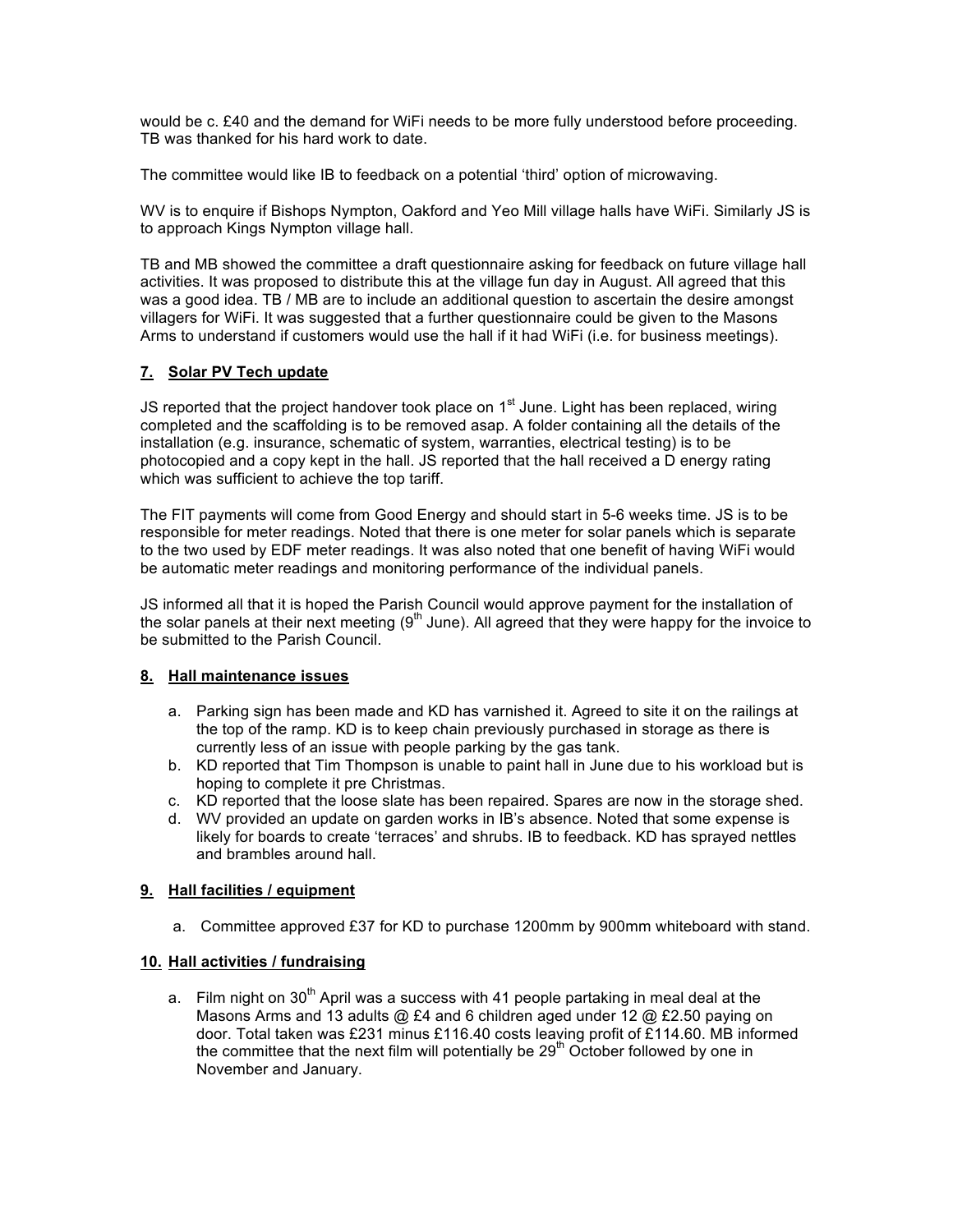would be c. £40 and the demand for WiFi needs to be more fully understood before proceeding. TB was thanked for his hard work to date.

The committee would like IB to feedback on a potential 'third' option of microwaving.

WV is to enquire if Bishops Nympton, Oakford and Yeo Mill village halls have WiFi. Similarly JS is to approach Kings Nympton village hall.

TB and MB showed the committee a draft questionnaire asking for feedback on future village hall activities. It was proposed to distribute this at the village fun day in August. All agreed that this was a good idea. TB / MB are to include an additional question to ascertain the desire amongst villagers for WiFi. It was suggested that a further questionnaire could be given to the Masons Arms to understand if customers would use the hall if it had WiFi (i.e. for business meetings).

## 7. Solar PV Tech update

JS reported that the project handover took place on 1st June. Light has been replaced, wiring completed and the scaffolding is to be removed asap. A folder containing all the details of the installation (e.g. insurance, schematic of system, warranties, electrical testing) is to be photocopied and a copy kept in the hall. JS reported that the hall received a D energy rating which was sufficient to achieve the top tariff.

The FIT payments will come from Good Energy and should start in 5-6 weeks time. JS is to be responsible for meter readings. Noted that there is one meter for solar panels which is separate to the two used by EDF meter readings. It was also noted that one benefit of having WiFi would be automatic meter readings and monitoring performance of the individual panels.

JS informed all that it is hoped the Parish Council would approve payment for the installation of the solar panels at their next meeting (9th June). All agreed that they were happy for the invoice to be submitted to the Parish Council.

## 8. Hall maintenance issues

a. Parking sign has been made and KD has varnished it. Agreed to site it on the railings at the top of the ramp. KD is to keep chain previously purchased in storage as there is currently less of an issue with people parking by the gas tank.
b. KD reported that Tim Thompson is unable to paint hall in June due to his workload but is hoping to complete it pre Christmas.
c. KD reported that the loose slate has been repaired. Spares are now in the storage shed.
d. WV provided an update on garden works in IB's absence. Noted that some expense is likely for boards to create 'terraces' and shrubs. IB to feedback. KD has sprayed nettles and brambles around hall.

## 9. Hall facilities / equipment

a. Committee approved £37 for KD to purchase 1200mm by 900mm whiteboard with stand.

## 10. Hall activities / fundraising

a. Film night on 30th April was a success with 41 people partaking in meal deal at the Masons Arms and 13 adults @ £4 and 6 children aged under 12 @ £2.50 paying on door. Total taken was £231 minus £116.40 costs leaving profit of £114.60. MB informed the committee that the next film will potentially be 29th October followed by one in November and January.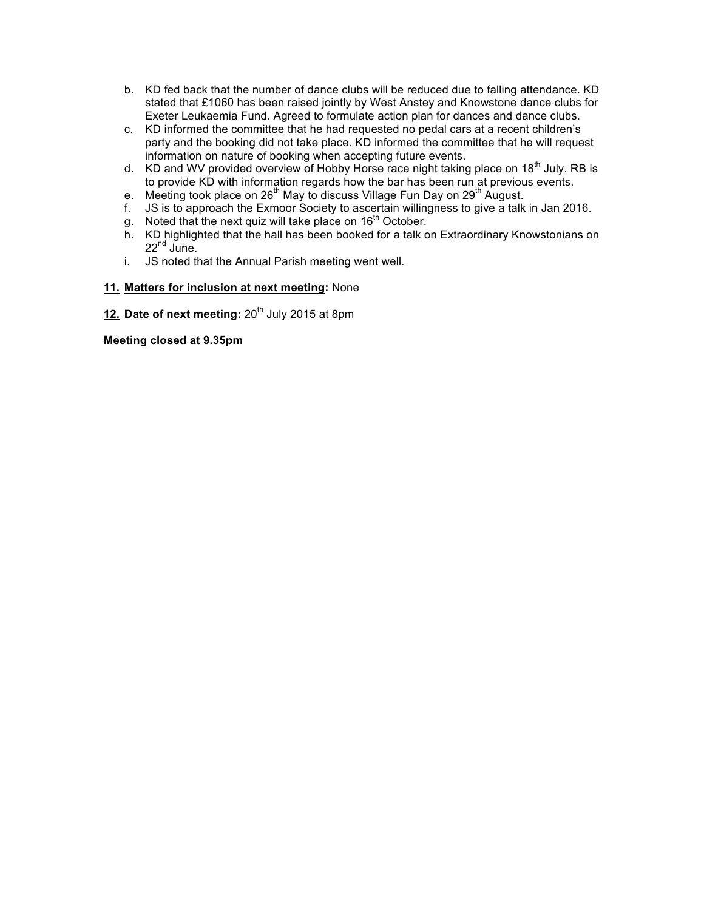b. KD fed back that the number of dance clubs will be reduced due to falling attendance. KD stated that £1060 has been raised jointly by West Anstey and Knowstone dance clubs for Exeter Leukaemia Fund. Agreed to formulate action plan for dances and dance clubs.
c. KD informed the committee that he had requested no pedal cars at a recent children's party and the booking did not take place. KD informed the committee that he will request information on nature of booking when accepting future events.
d. KD and WV provided overview of Hobby Horse race night taking place on 18th July. RB is to provide KD with information regards how the bar has been run at previous events.
e. Meeting took place on 26th May to discuss Village Fun Day on 29th August.
f. JS is to approach the Exmoor Society to ascertain willingness to give a talk in Jan 2016.
g. Noted that the next quiz will take place on 16th October.
h. KD highlighted that the hall has been booked for a talk on Extraordinary Knowstonians on 22nd June.
i. JS noted that the Annual Parish meeting went well.

**11. Matters for inclusion at next meeting:** None

**12. Date of next meeting:** 20th July 2015 at 8pm

**Meeting closed at 9.35pm**